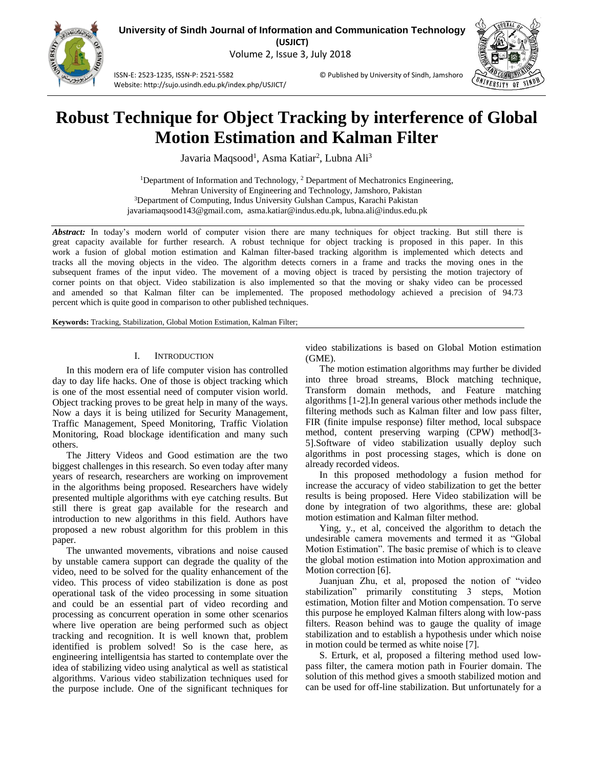# Robust Technique for Object Tracking by interference of Global Motion Estimation and Kalman Filter

Javaria Maqsood[1], Asma Katiar[2], Lubna Ali[3]

[1]Department of Information and Technology, [2] Department of Mechatronics Engineering, Mehran University of Engineering and Technology, Jamshoro, Pakistan
[3]Department of Computing, Indus University Gulshan Campus, Karachi Pakistan
javariamaqsood143@gmail.com, asma.katiar@indus.edu.pk, lubna.ali@indus.edu.pk

***Abstract:*** In today's modern world of computer vision there are many techniques for object tracking. But still there is great capacity available for further research. A robust technique for object tracking is proposed in this paper. In this work a fusion of global motion estimation and Kalman filter-based tracking algorithm is implemented which detects and tracks all the moving objects in the video. The algorithm detects corners in a frame and tracks the moving ones in the subsequent frames of the input video. The movement of a moving object is traced by persisting the motion trajectory of corner points on that object. Video stabilization is also implemented so that the moving or shaky video can be processed and amended so that Kalman filter can be implemented. The proposed methodology achieved a precision of 94.73 percent which is quite good in comparison to other published techniques.

**Keywords:** Tracking, Stabilization, Global Motion Estimation, Kalman Filter;

## I. INTRODUCTION

In this modern era of life computer vision has controlled day to day life hacks. One of those is object tracking which is one of the most essential need of computer vision world. Object tracking proves to be great help in many of the ways. Now a days it is being utilized for Security Management, Traffic Management, Speed Monitoring, Traffic Violation Monitoring, Road blockage identification and many such others.

The Jittery Videos and Good estimation are the two biggest challenges in this research. So even today after many years of research, researchers are working on improvement in the algorithms being proposed. Researchers have widely presented multiple algorithms with eye catching results. But still there is great gap available for the research and introduction to new algorithms in this field. Authors have proposed a new robust algorithm for this problem in this paper.

The unwanted movements, vibrations and noise caused by unstable camera support can degrade the quality of the video, need to be solved for the quality enhancement of the video. This process of video stabilization is done as post operational task of the video processing in some situation and could be an essential part of video recording and processing as concurrent operation in some other scenarios where live operation are being performed such as object tracking and recognition. It is well known that, problem identified is problem solved! So is the case here, as engineering intelligentsia has started to contemplate over the idea of stabilizing video using analytical as well as statistical algorithms. Various video stabilization techniques used for the purpose include. One of the significant techniques for video stabilizations is based on Global Motion estimation (GME).

The motion estimation algorithms may further be divided into three broad streams, Block matching technique, Transform domain methods, and Feature matching algorithms [1-2].In general various other methods include the filtering methods such as Kalman filter and low pass filter, FIR (finite impulse response) filter method, local subspace method, content preserving warping (CPW) method[3-5].Software of video stabilization usually deploy such algorithms in post processing stages, which is done on already recorded videos.

In this proposed methodology a fusion method for increase the accuracy of video stabilization to get the better results is being proposed. Here Video stabilization will be done by integration of two algorithms, these are: global motion estimation and Kalman filter method.

Ying, y., et al, conceived the algorithm to detach the undesirable camera movements and termed it as "Global Motion Estimation". The basic premise of which is to cleave the global motion estimation into Motion approximation and Motion correction [6].

Juanjuan Zhu, et al, proposed the notion of "video stabilization" primarily constituting 3 steps, Motion estimation, Motion filter and Motion compensation. To serve this purpose he employed Kalman filters along with low-pass filters. Reason behind was to gauge the quality of image stabilization and to establish a hypothesis under which noise in motion could be termed as white noise [7].

S. Erturk, et al, proposed a filtering method used low-pass filter, the camera motion path in Fourier domain. The solution of this method gives a smooth stabilized motion and can be used for off-line stabilization. But unfortunately for a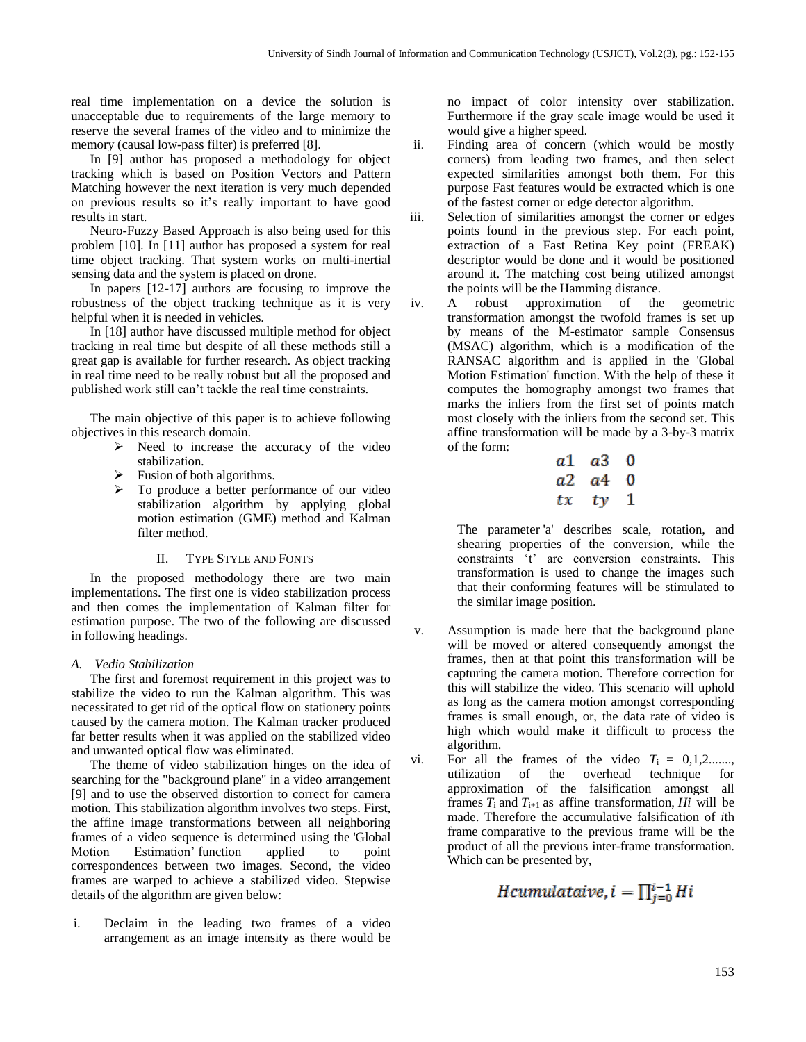real time implementation on a device the solution is unacceptable due to requirements of the large memory to reserve the several frames of the video and to minimize the memory (causal low-pass filter) is preferred [8].

In [9] author has proposed a methodology for object tracking which is based on Position Vectors and Pattern Matching however the next iteration is very much depended on previous results so it's really important to have good results in start.

Neuro-Fuzzy Based Approach is also being used for this problem [10]. In [11] author has proposed a system for real time object tracking. That system works on multi-inertial sensing data and the system is placed on drone.

In papers [12-17] authors are focusing to improve the robustness of the object tracking technique as it is very helpful when it is needed in vehicles.

In [18] author have discussed multiple method for object tracking in real time but despite of all these methods still a great gap is available for further research. As object tracking in real time need to be really robust but all the proposed and published work still can't tackle the real time constraints.

The main objective of this paper is to achieve following objectives in this research domain.

- Need to increase the accuracy of the video stabilization.
- Fusion of both algorithms.
- To produce a better performance of our video stabilization algorithm by applying global motion estimation (GME) method and Kalman filter method.

## II. Type Style and Fonts

In the proposed methodology there are two main implementations. The first one is video stabilization process and then comes the implementation of Kalman filter for estimation purpose. The two of the following are discussed in following headings.

### *A. Vedio Stabilization*

The first and foremost requirement in this project was to stabilize the video to run the Kalman algorithm. This was necessitated to get rid of the optical flow on stationery points caused by the camera motion. The Kalman tracker produced far better results when it was applied on the stabilized video and unwanted optical flow was eliminated.

The theme of video stabilization hinges on the idea of searching for the "background plane" in a video arrangement [9] and to use the observed distortion to correct for camera motion. This stabilization algorithm involves two steps. First, the affine image transformations between all neighboring frames of a video sequence is determined using the 'Global Motion Estimation' function applied to point correspondences between two images. Second, the video frames are warped to achieve a stabilized video. Stepwise details of the algorithm are given below:

i. Declaim in the leading two frames of a video arrangement as an image intensity as there would be no impact of color intensity over stabilization. Furthermore if the gray scale image would be used it would give a higher speed.

ii. Finding area of concern (which would be mostly corners) from leading two frames, and then select expected similarities amongst both them. For this purpose Fast features would be extracted which is one of the fastest corner or edge detector algorithm.

iii. Selection of similarities amongst the corner or edges points found in the previous step. For each point, extraction of a Fast Retina Key point (FREAK) descriptor would be done and it would be positioned around it. The matching cost being utilized amongst the points will be the Hamming distance.

iv. A robust approximation of the geometric transformation amongst the twofold frames is set up by means of the M-estimator sample Consensus (MSAC) algorithm, which is a modification of the RANSAC algorithm and is applied in the 'Global Motion Estimation' function. With the help of these it computes the homography amongst two frames that marks the inliers from the first set of points match most closely with the inliers from the second set. This affine transformation will be made by a 3-by-3 matrix of the form:

$$\begin{matrix} a1 & a3 & 0 \\ a2 & a4 & 0 \\ tx & ty & 1 \end{matrix}$$

The parameter 'a' describes scale, rotation, and shearing properties of the conversion, while the constraints 't' are conversion constraints. This transformation is used to change the images such that their conforming features will be stimulated to the similar image position.

v. Assumption is made here that the background plane will be moved or altered consequently amongst the frames, then at that point this transformation will be capturing the camera motion. Therefore correction for this will stabilize the video. This scenario will uphold as long as the camera motion amongst corresponding frames is small enough, or, the data rate of video is high which would make it difficult to process the algorithm.

vi. For all the frames of the video $T_i = 0,1,2.......$, utilization of the overhead technique for approximation of the falsification amongst all frames $T_i$ and $T_{i+1}$ as affine transformation, $Hi$ will be made. Therefore the accumulative falsification of $i$th frame comparative to the previous frame will be the product of all the previous inter-frame transformation. Which can be presented by,

$$Hcumulataive, i = \prod_{j=0}^{i-1} Hi$$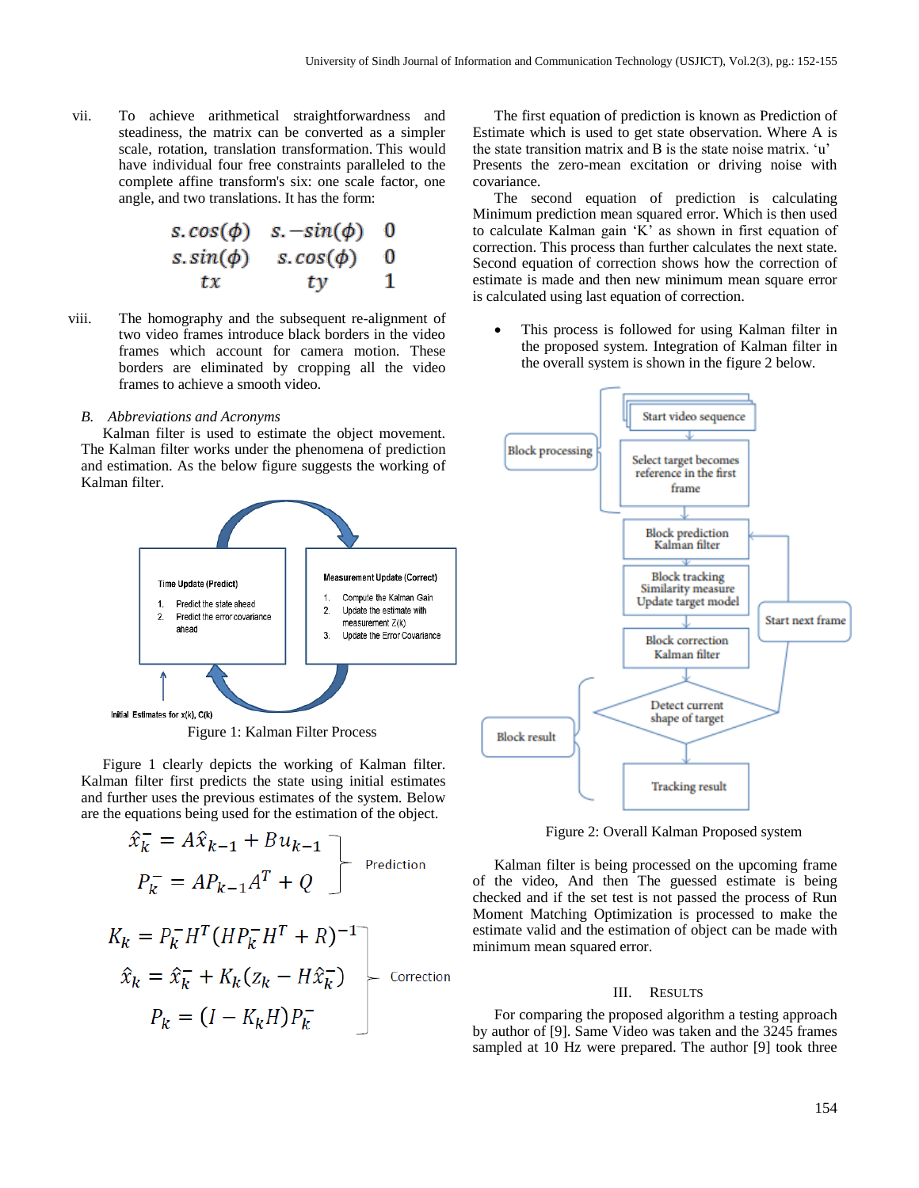vii. To achieve arithmetical straightforwardness and steadiness, the matrix can be converted as a simpler scale, rotation, translation transformation. This would have individual four free constraints paralleled to the complete affine transform's six: one scale factor, one angle, and two translations. It has the form:

$$\begin{matrix} s.\cos(\phi) & s.-\sin(\phi) & 0 \\ s.\sin(\phi) & s.\cos(\phi) & 0 \\ tx & ty & 1 \end{matrix}$$

viii. The homography and the subsequent re-alignment of two video frames introduce black borders in the video frames which account for camera motion. These borders are eliminated by cropping all the video frames to achieve a smooth video.

### *B. Abbreviations and Acronyms*

Kalman filter is used to estimate the object movement. The Kalman filter works under the phenomena of prediction and estimation. As the below figure suggests the working of Kalman filter.

Time Update (Predict)
1. Predict the state ahead
2. Predict the error covariance ahead

Measurement Update (Correct)
1. Compute the Kalman Gain
2. Update the estimate with measurement Z(k)
3. Update the Error Covariance

Initial Estimates for x(k), C(k)

Figure 1: Kalman Filter Process

Figure 1 clearly depicts the working of Kalman filter. Kalman filter first predicts the state using initial estimates and further uses the previous estimates of the system. Below are the equations being used for the estimation of the object.

Prediction:

$$\hat{x}_k^- = A\hat{x}_{k-1} + Bu_{k-1}$$

$$P_k^- = AP_{k-1}A^T + Q$$

Correction:

$$K_k = P_k^- H^T (HP_k^- H^T + R)^{-1}$$

$$\hat{x}_k = \hat{x}_k^- + K_k(z_k - H\hat{x}_k^-)$$

$$P_k = (I - K_k H)P_k^-$$

The first equation of prediction is known as Prediction of Estimate which is used to get state observation. Where A is the state transition matrix and B is the state noise matrix. 'u' Presents the zero-mean excitation or driving noise with covariance.

The second equation of prediction is calculating Minimum prediction mean squared error. Which is then used to calculate Kalman gain 'K' as shown in first equation of correction. This process than further calculates the next state. Second equation of correction shows how the correction of estimate is made and then new minimum mean square error is calculated using last equation of correction.

- This process is followed for using Kalman filter in the proposed system. Integration of Kalman filter in the overall system is shown in the figure 2 below.

Block processing: Start video sequence → Select target becomes reference in the first frame → Block prediction Kalman filter → Block tracking Similarity measure Update target model → Block correction Kalman filter → Detect current shape of target → Tracking result (Block result); Start next frame

Figure 2: Overall Kalman Proposed system

Kalman filter is being processed on the upcoming frame of the video, And then The guessed estimate is being checked and if the set test is not passed the process of Run Moment Matching Optimization is processed to make the estimate valid and the estimation of object can be made with minimum mean squared error.

## III. Results

For comparing the proposed algorithm a testing approach by author of [9]. Same Video was taken and the 3245 frames sampled at 10 Hz were prepared. The author [9] took three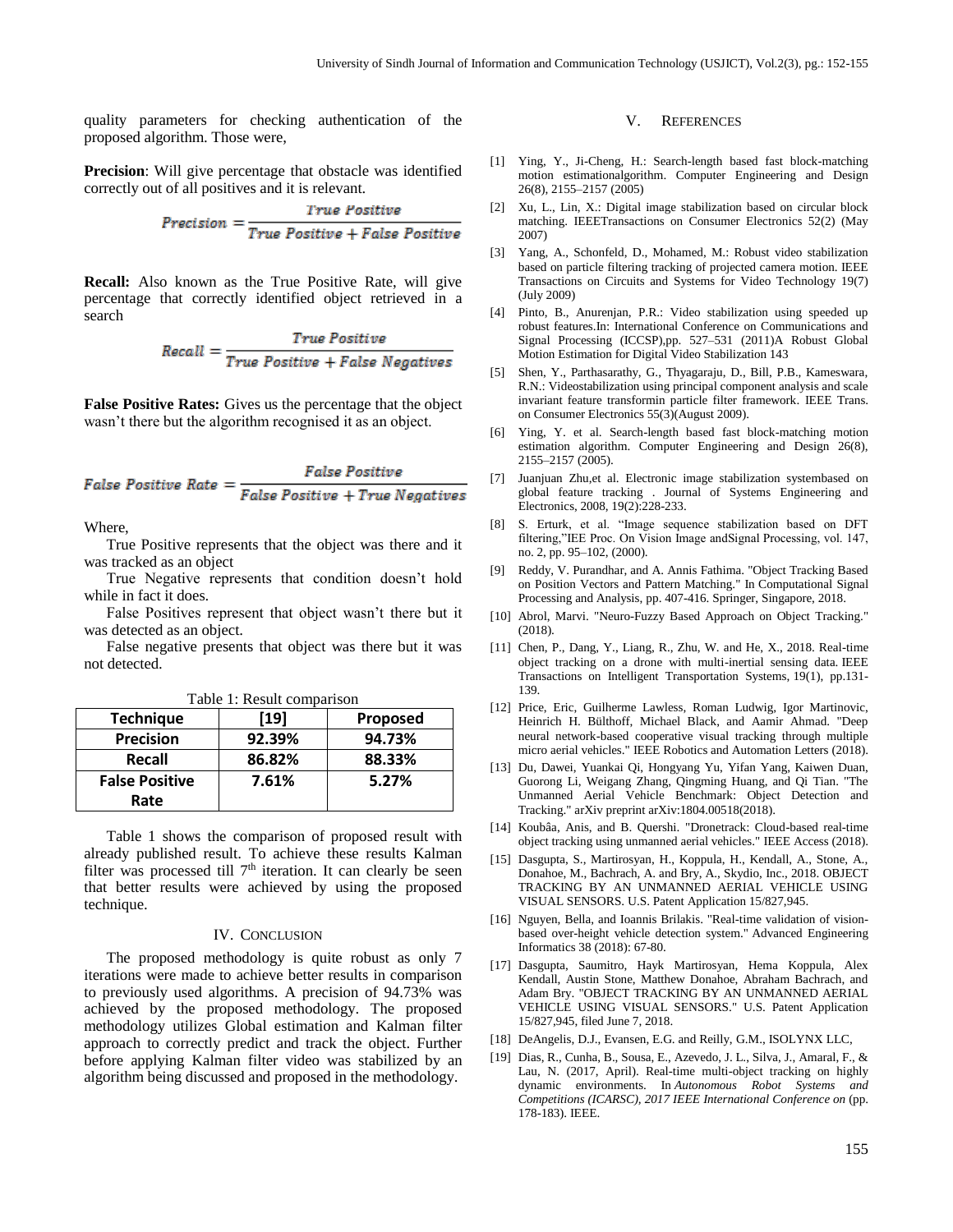quality parameters for checking authentication of the proposed algorithm. Those were,

**Precision**: Will give percentage that obstacle was identified correctly out of all positives and it is relevant.

$$Precision = \frac{True\ Positive}{True\ Positive + False\ Positive}$$

**Recall:** Also known as the True Positive Rate, will give percentage that correctly identified object retrieved in a search

$$Recall = \frac{True\ Positive}{True\ Positive + False\ Negatives}$$

**False Positive Rates:** Gives us the percentage that the object wasn't there but the algorithm recognised it as an object.

$$False\ Positive\ Rate = \frac{False\ Positive}{False\ Positive + True\ Negatives}$$

Where,

True Positive represents that the object was there and it was tracked as an object

True Negative represents that condition doesn't hold while in fact it does.

False Positives represent that object wasn't there but it was detected as an object.

False negative presents that object was there but it was not detected.

Table 1: Result comparison

| Technique | [19] | Proposed |
|---|---|---|
| Precision | 92.39% | 94.73% |
| Recall | 86.82% | 88.33% |
| False Positive Rate | 7.61% | 5.27% |

Table 1 shows the comparison of proposed result with already published result. To achieve these results Kalman filter was processed till 7th iteration. It can clearly be seen that better results were achieved by using the proposed technique.

## IV. Conclusion

The proposed methodology is quite robust as only 7 iterations were made to achieve better results in comparison to previously used algorithms. A precision of 94.73% was achieved by the proposed methodology. The proposed methodology utilizes Global estimation and Kalman filter approach to correctly predict and track the object. Further before applying Kalman filter video was stabilized by an algorithm being discussed and proposed in the methodology.

## V. References

[1] Ying, Y., Ji-Cheng, H.: Search-length based fast block-matching motion estimationalgorithm. Computer Engineering and Design 26(8), 2155–2157 (2005)

[2] Xu, L., Lin, X.: Digital image stabilization based on circular block matching. IEEETransactions on Consumer Electronics 52(2) (May 2007)

[3] Yang, A., Schonfeld, D., Mohamed, M.: Robust video stabilization based on particle filtering tracking of projected camera motion. IEEE Transactions on Circuits and Systems for Video Technology 19(7) (July 2009)

[4] Pinto, B., Anurenjan, P.R.: Video stabilization using speeded up robust features.In: International Conference on Communications and Signal Processing (ICCSP),pp. 527–531 (2011)A Robust Global Motion Estimation for Digital Video Stabilization 143

[5] Shen, Y., Parthasarathy, G., Thyagaraju, D., Bill, P.B., Kameswara, R.N.: Videostabilization using principal component analysis and scale invariant feature transformin particle filter framework. IEEE Trans. on Consumer Electronics 55(3)(August 2009).

[6] Ying, Y. et al. Search-length based fast block-matching motion estimation algorithm. Computer Engineering and Design 26(8), 2155–2157 (2005).

[7] Juanjuan Zhu,et al. Electronic image stabilization systembased on global feature tracking . Journal of Systems Engineering and Electronics, 2008, 19(2):228-233.

[8] S. Erturk, et al. "Image sequence stabilization based on DFT filtering,"IEE Proc. On Vision Image andSignal Processing, vol. 147, no. 2, pp. 95–102, (2000).

[9] Reddy, V. Purandhar, and A. Annis Fathima. "Object Tracking Based on Position Vectors and Pattern Matching." In Computational Signal Processing and Analysis, pp. 407-416. Springer, Singapore, 2018.

[10] Abrol, Marvi. "Neuro-Fuzzy Based Approach on Object Tracking." (2018).

[11] Chen, P., Dang, Y., Liang, R., Zhu, W. and He, X., 2018. Real-time object tracking on a drone with multi-inertial sensing data. IEEE Transactions on Intelligent Transportation Systems, 19(1), pp.131-139.

[12] Price, Eric, Guilherme Lawless, Roman Ludwig, Igor Martinovic, Heinrich H. Bülthoff, Michael Black, and Aamir Ahmad. "Deep neural network-based cooperative visual tracking through multiple micro aerial vehicles." IEEE Robotics and Automation Letters (2018).

[13] Du, Dawei, Yuankai Qi, Hongyang Yu, Yifan Yang, Kaiwen Duan, Guorong Li, Weigang Zhang, Qingming Huang, and Qi Tian. "The Unmanned Aerial Vehicle Benchmark: Object Detection and Tracking." arXiv preprint arXiv:1804.00518(2018).

[14] Koubâa, Anis, and B. Quershi. "Dronetrack: Cloud-based real-time object tracking using unmanned aerial vehicles." IEEE Access (2018).

[15] Dasgupta, S., Martirosyan, H., Koppula, H., Kendall, A., Stone, A., Donahoe, M., Bachrach, A. and Bry, A., Skydio, Inc., 2018. OBJECT TRACKING BY AN UNMANNED AERIAL VEHICLE USING VISUAL SENSORS. U.S. Patent Application 15/827,945.

[16] Nguyen, Bella, and Ioannis Brilakis. "Real-time validation of vision-based over-height vehicle detection system." Advanced Engineering Informatics 38 (2018): 67-80.

[17] Dasgupta, Saumitro, Hayk Martirosyan, Hema Koppula, Alex Kendall, Austin Stone, Matthew Donahoe, Abraham Bachrach, and Adam Bry. "OBJECT TRACKING BY AN UNMANNED AERIAL VEHICLE USING VISUAL SENSORS." U.S. Patent Application 15/827,945, filed June 7, 2018.

[18] DeAngelis, D.J., Evansen, E.G. and Reilly, G.M., ISOLYNX LLC,

[19] Dias, R., Cunha, B., Sousa, E., Azevedo, J. L., Silva, J., Amaral, F., & Lau, N. (2017, April). Real-time multi-object tracking on highly dynamic environments. In *Autonomous Robot Systems and Competitions (ICARSC), 2017 IEEE International Conference on* (pp. 178-183). IEEE.